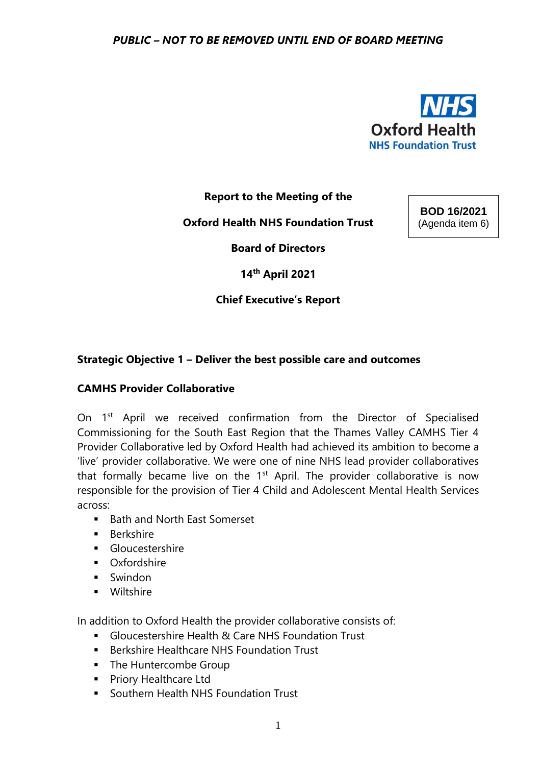*PUBLIC – NOT TO BE REMOVED UNTIL END OF BOARD MEETING*

**Report to the Meeting of the**

**Oxford Health NHS Foundation Trust**

**Board of Directors**

**14th April 2021**

**Chief Executive's Report**

**BOD 16/2021**
(Agenda item 6)

## Strategic Objective 1 – Deliver the best possible care and outcomes

### CAMHS Provider Collaborative

On 1st April we received confirmation from the Director of Specialised Commissioning for the South East Region that the Thames Valley CAMHS Tier 4 Provider Collaborative led by Oxford Health had achieved its ambition to become a 'live' provider collaborative. We were one of nine NHS lead provider collaboratives that formally became live on the 1st April. The provider collaborative is now responsible for the provision of Tier 4 Child and Adolescent Mental Health Services across:

- Bath and North East Somerset
- Berkshire
- Gloucestershire
- Oxfordshire
- Swindon
- Wiltshire

In addition to Oxford Health the provider collaborative consists of:

- Gloucestershire Health & Care NHS Foundation Trust
- Berkshire Healthcare NHS Foundation Trust
- The Huntercombe Group
- Priory Healthcare Ltd
- Southern Health NHS Foundation Trust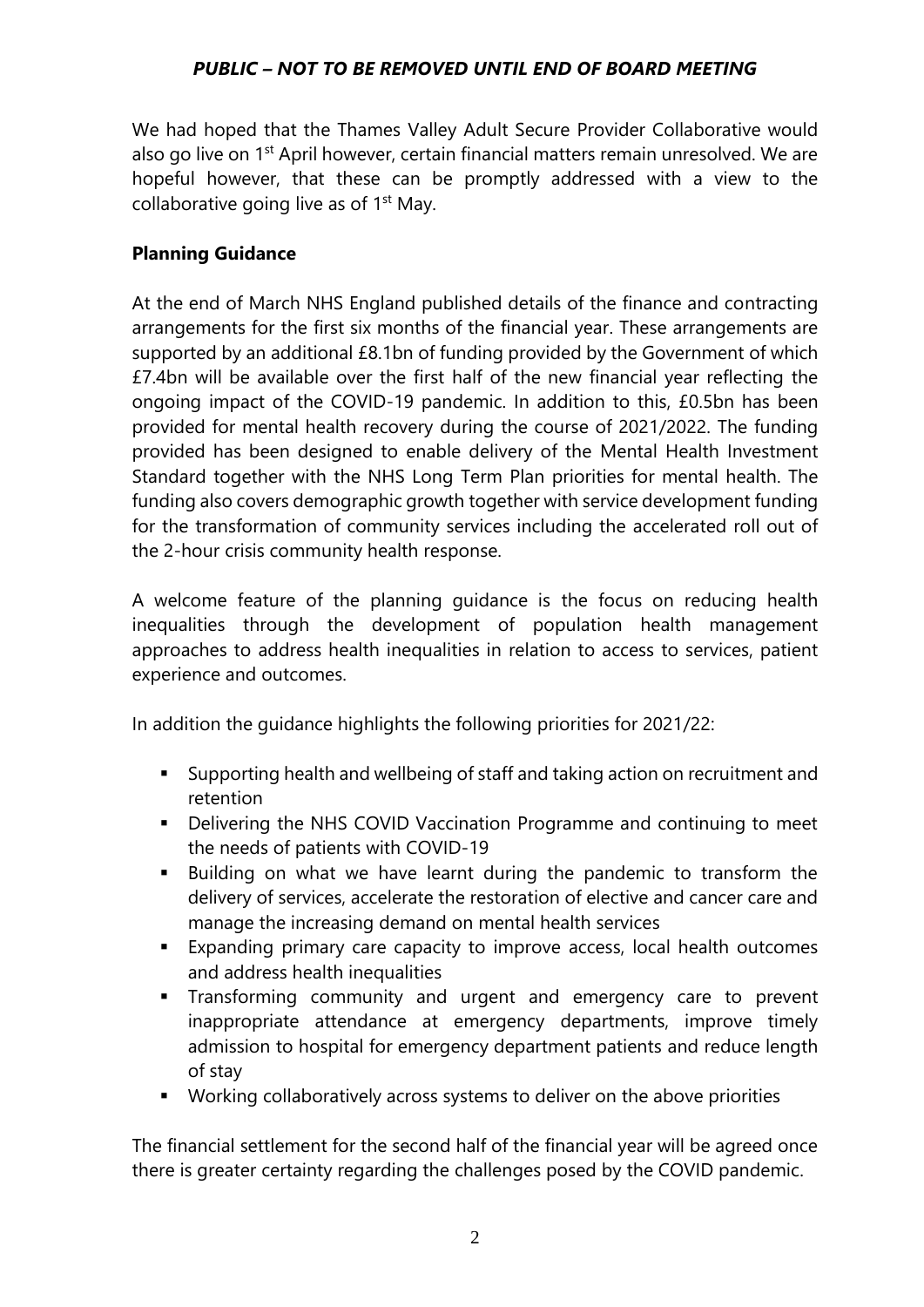We had hoped that the Thames Valley Adult Secure Provider Collaborative would also go live on 1st April however, certain financial matters remain unresolved. We are hopeful however, that these can be promptly addressed with a view to the collaborative going live as of 1st May.

**Planning Guidance**

At the end of March NHS England published details of the finance and contracting arrangements for the first six months of the financial year. These arrangements are supported by an additional £8.1bn of funding provided by the Government of which £7.4bn will be available over the first half of the new financial year reflecting the ongoing impact of the COVID-19 pandemic. In addition to this, £0.5bn has been provided for mental health recovery during the course of 2021/2022. The funding provided has been designed to enable delivery of the Mental Health Investment Standard together with the NHS Long Term Plan priorities for mental health. The funding also covers demographic growth together with service development funding for the transformation of community services including the accelerated roll out of the 2-hour crisis community health response.

A welcome feature of the planning guidance is the focus on reducing health inequalities through the development of population health management approaches to address health inequalities in relation to access to services, patient experience and outcomes.

In addition the guidance highlights the following priorities for 2021/22:

- Supporting health and wellbeing of staff and taking action on recruitment and retention
- Delivering the NHS COVID Vaccination Programme and continuing to meet the needs of patients with COVID-19
- Building on what we have learnt during the pandemic to transform the delivery of services, accelerate the restoration of elective and cancer care and manage the increasing demand on mental health services
- Expanding primary care capacity to improve access, local health outcomes and address health inequalities
- Transforming community and urgent and emergency care to prevent inappropriate attendance at emergency departments, improve timely admission to hospital for emergency department patients and reduce length of stay
- Working collaboratively across systems to deliver on the above priorities

The financial settlement for the second half of the financial year will be agreed once there is greater certainty regarding the challenges posed by the COVID pandemic.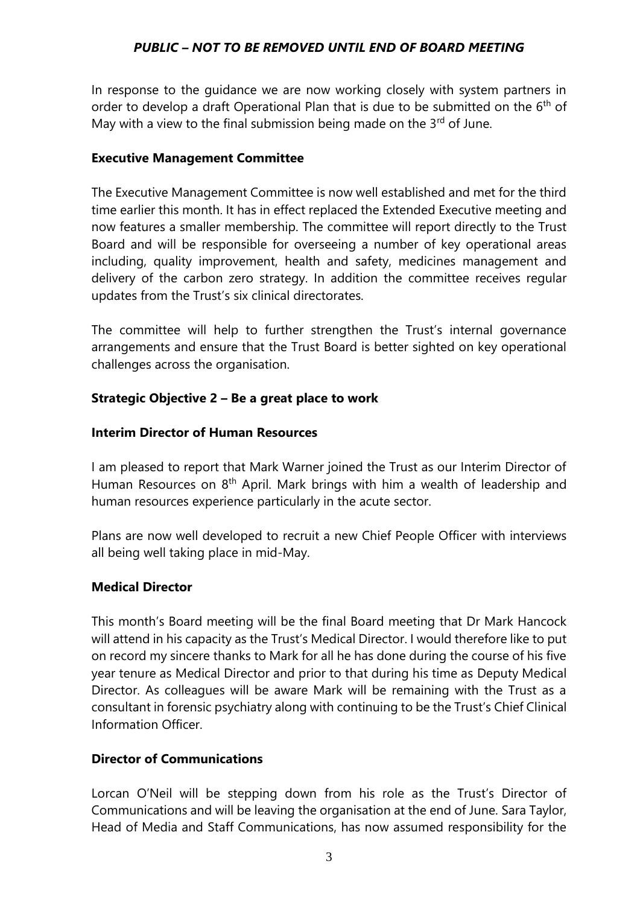In response to the guidance we are now working closely with system partners in order to develop a draft Operational Plan that is due to be submitted on the 6th of May with a view to the final submission being made on the 3rd of June.

**Executive Management Committee**

The Executive Management Committee is now well established and met for the third time earlier this month. It has in effect replaced the Extended Executive meeting and now features a smaller membership. The committee will report directly to the Trust Board and will be responsible for overseeing a number of key operational areas including, quality improvement, health and safety, medicines management and delivery of the carbon zero strategy. In addition the committee receives regular updates from the Trust's six clinical directorates.

The committee will help to further strengthen the Trust's internal governance arrangements and ensure that the Trust Board is better sighted on key operational challenges across the organisation.

**Strategic Objective 2 – Be a great place to work**

**Interim Director of Human Resources**

I am pleased to report that Mark Warner joined the Trust as our Interim Director of Human Resources on 8th April. Mark brings with him a wealth of leadership and human resources experience particularly in the acute sector.

Plans are now well developed to recruit a new Chief People Officer with interviews all being well taking place in mid-May.

**Medical Director**

This month's Board meeting will be the final Board meeting that Dr Mark Hancock will attend in his capacity as the Trust's Medical Director. I would therefore like to put on record my sincere thanks to Mark for all he has done during the course of his five year tenure as Medical Director and prior to that during his time as Deputy Medical Director. As colleagues will be aware Mark will be remaining with the Trust as a consultant in forensic psychiatry along with continuing to be the Trust's Chief Clinical Information Officer.

**Director of Communications**

Lorcan O'Neil will be stepping down from his role as the Trust's Director of Communications and will be leaving the organisation at the end of June. Sara Taylor, Head of Media and Staff Communications, has now assumed responsibility for the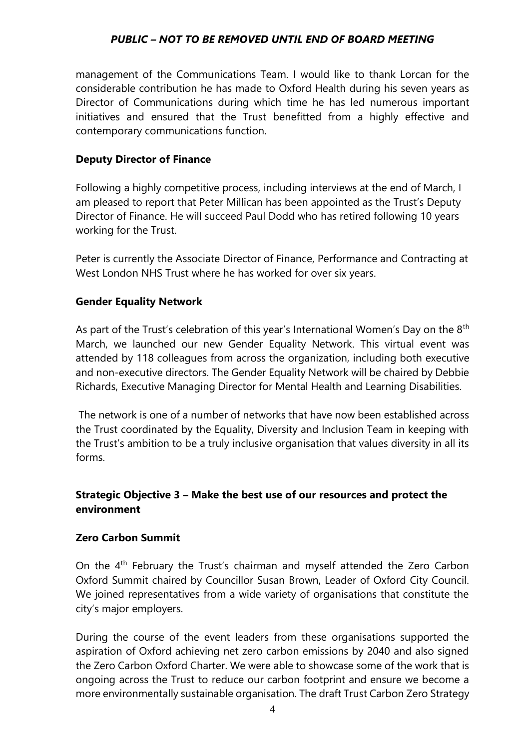management of the Communications Team. I would like to thank Lorcan for the considerable contribution he has made to Oxford Health during his seven years as Director of Communications during which time he has led numerous important initiatives and ensured that the Trust benefitted from a highly effective and contemporary communications function.

**Deputy Director of Finance**

Following a highly competitive process, including interviews at the end of March, I am pleased to report that Peter Millican has been appointed as the Trust's Deputy Director of Finance. He will succeed Paul Dodd who has retired following 10 years working for the Trust.

Peter is currently the Associate Director of Finance, Performance and Contracting at West London NHS Trust where he has worked for over six years.

**Gender Equality Network**

As part of the Trust's celebration of this year's International Women's Day on the 8th March, we launched our new Gender Equality Network. This virtual event was attended by 118 colleagues from across the organization, including both executive and non-executive directors. The Gender Equality Network will be chaired by Debbie Richards, Executive Managing Director for Mental Health and Learning Disabilities.

The network is one of a number of networks that have now been established across the Trust coordinated by the Equality, Diversity and Inclusion Team in keeping with the Trust's ambition to be a truly inclusive organisation that values diversity in all its forms.

**Strategic Objective 3 – Make the best use of our resources and protect the environment**

**Zero Carbon Summit**

On the 4th February the Trust's chairman and myself attended the Zero Carbon Oxford Summit chaired by Councillor Susan Brown, Leader of Oxford City Council. We joined representatives from a wide variety of organisations that constitute the city's major employers.

During the course of the event leaders from these organisations supported the aspiration of Oxford achieving net zero carbon emissions by 2040 and also signed the Zero Carbon Oxford Charter. We were able to showcase some of the work that is ongoing across the Trust to reduce our carbon footprint and ensure we become a more environmentally sustainable organisation. The draft Trust Carbon Zero Strategy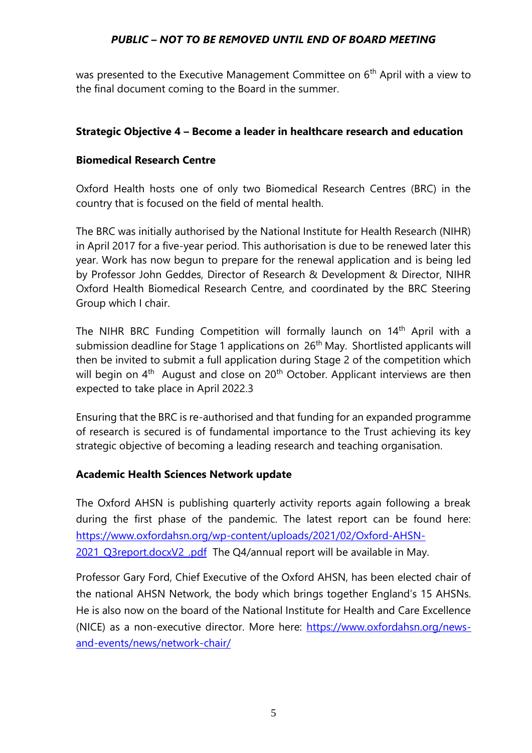was presented to the Executive Management Committee on 6th April with a view to the final document coming to the Board in the summer.

**Strategic Objective 4 – Become a leader in healthcare research and education**

**Biomedical Research Centre**

Oxford Health hosts one of only two Biomedical Research Centres (BRC) in the country that is focused on the field of mental health.

The BRC was initially authorised by the National Institute for Health Research (NIHR) in April 2017 for a five-year period. This authorisation is due to be renewed later this year. Work has now begun to prepare for the renewal application and is being led by Professor John Geddes, Director of Research & Development & Director, NIHR Oxford Health Biomedical Research Centre, and coordinated by the BRC Steering Group which I chair.

The NIHR BRC Funding Competition will formally launch on 14th April with a submission deadline for Stage 1 applications on 26th May. Shortlisted applicants will then be invited to submit a full application during Stage 2 of the competition which will begin on 4th August and close on 20th October. Applicant interviews are then expected to take place in April 2022.3

Ensuring that the BRC is re-authorised and that funding for an expanded programme of research is secured is of fundamental importance to the Trust achieving its key strategic objective of becoming a leading research and teaching organisation.

**Academic Health Sciences Network update**

The Oxford AHSN is publishing quarterly activity reports again following a break during the first phase of the pandemic. The latest report can be found here: https://www.oxfordahsn.org/wp-content/uploads/2021/02/Oxford-AHSN-2021_Q3report.docxV2_.pdf The Q4/annual report will be available in May.

Professor Gary Ford, Chief Executive of the Oxford AHSN, has been elected chair of the national AHSN Network, the body which brings together England's 15 AHSNs. He is also now on the board of the National Institute for Health and Care Excellence (NICE) as a non-executive director. More here: https://www.oxfordahsn.org/news-and-events/news/network-chair/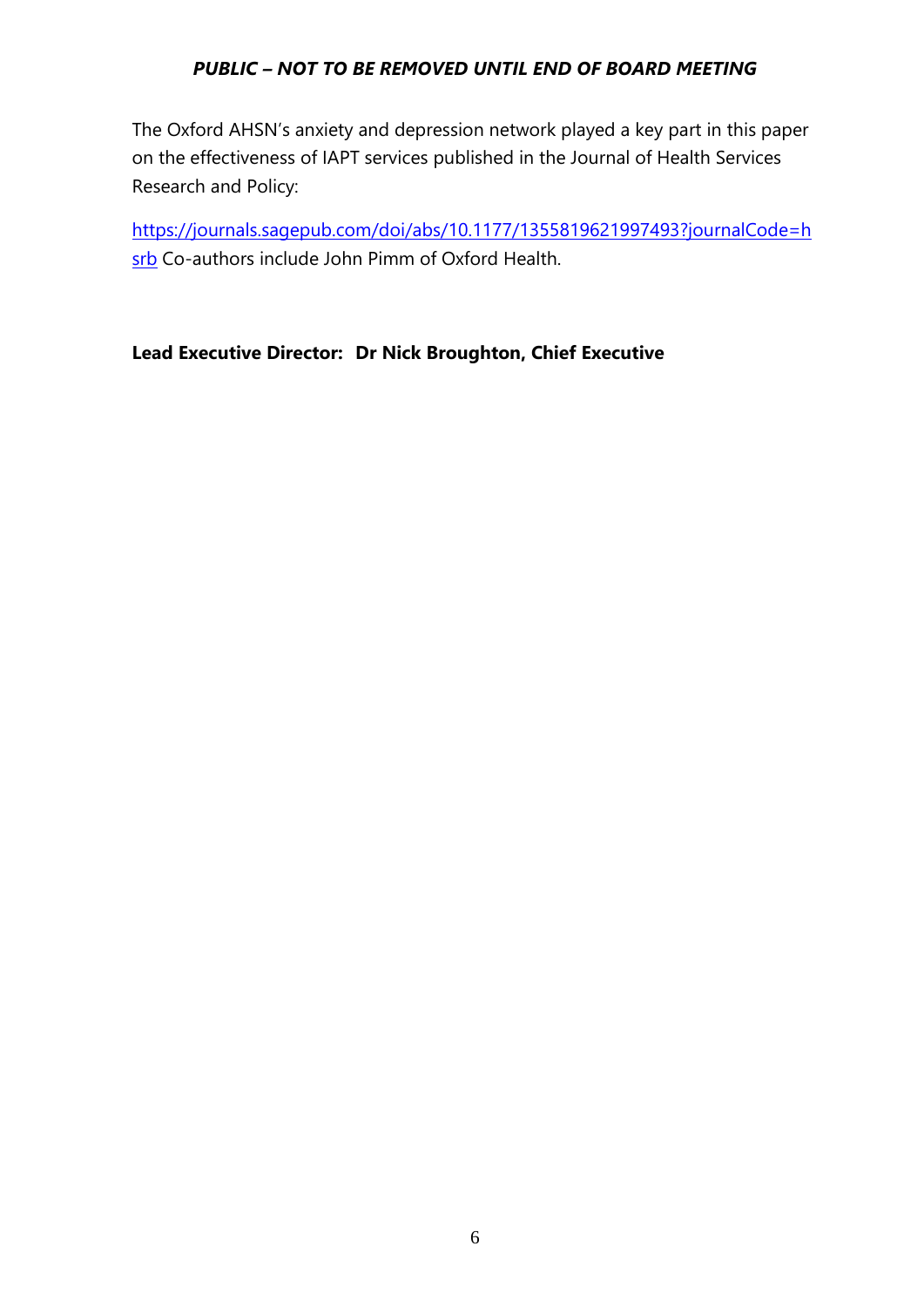The Oxford AHSN's anxiety and depression network played a key part in this paper on the effectiveness of IAPT services published in the Journal of Health Services Research and Policy:

https://journals.sagepub.com/doi/abs/10.1177/1355819621997493?journalCode=hsrb Co-authors include John Pimm of Oxford Health.

**Lead Executive Director: Dr Nick Broughton, Chief Executive**